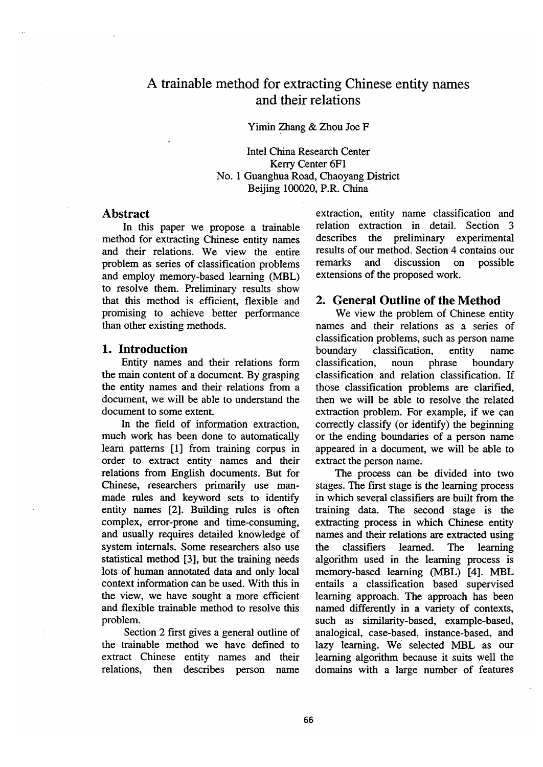# A trainable method for extracting Chinese entity names and their relations

Yimin Zhang & Zhou Joe F

Intel China Research Center
Kerry Center 6F1
No. 1 Guanghua Road, Chaoyang District
Beijing 100020, P.R. China

## Abstract

In this paper we propose a trainable method for extracting Chinese entity names and their relations. We view the entire problem as series of classification problems and employ memory-based learning (MBL) to resolve them. Preliminary results show that this method is efficient, flexible and promising to achieve better performance than other existing methods.

## 1. Introduction

Entity names and their relations form the main content of a document. By grasping the entity names and their relations from a document, we will be able to understand the document to some extent.

In the field of information extraction, much work has been done to automatically learn patterns [1] from training corpus in order to extract entity names and their relations from English documents. But for Chinese, researchers primarily use man-made rules and keyword sets to identify entity names [2]. Building rules is often complex, error-prone and time-consuming, and usually requires detailed knowledge of system internals. Some researchers also use statistical method [3], but the training needs lots of human annotated data and only local context information can be used. With this in the view, we have sought a more efficient and flexible trainable method to resolve this problem.

Section 2 first gives a general outline of the trainable method we have defined to extract Chinese entity names and their relations, then describes person name extraction, entity name classification and relation extraction in detail. Section 3 describes the preliminary experimental results of our method. Section 4 contains our remarks and discussion on possible extensions of the proposed work.

## 2. General Outline of the Method

We view the problem of Chinese entity names and their relations as a series of classification problems, such as person name boundary classification, entity name classification, noun phrase boundary classification and relation classification. If those classification problems are clarified, then we will be able to resolve the related extraction problem. For example, if we can correctly classify (or identify) the beginning or the ending boundaries of a person name appeared in a document, we will be able to extract the person name.

The process can be divided into two stages. The first stage is the learning process in which several classifiers are built from the training data. The second stage is the extracting process in which Chinese entity names and their relations are extracted using the classifiers learned. The learning algorithm used in the learning process is memory-based learning (MBL) [4]. MBL entails a classification based supervised learning approach. The approach has been named differently in a variety of contexts, such as similarity-based, example-based, analogical, case-based, instance-based, and lazy learning. We selected MBL as our learning algorithm because it suits well the domains with a large number of features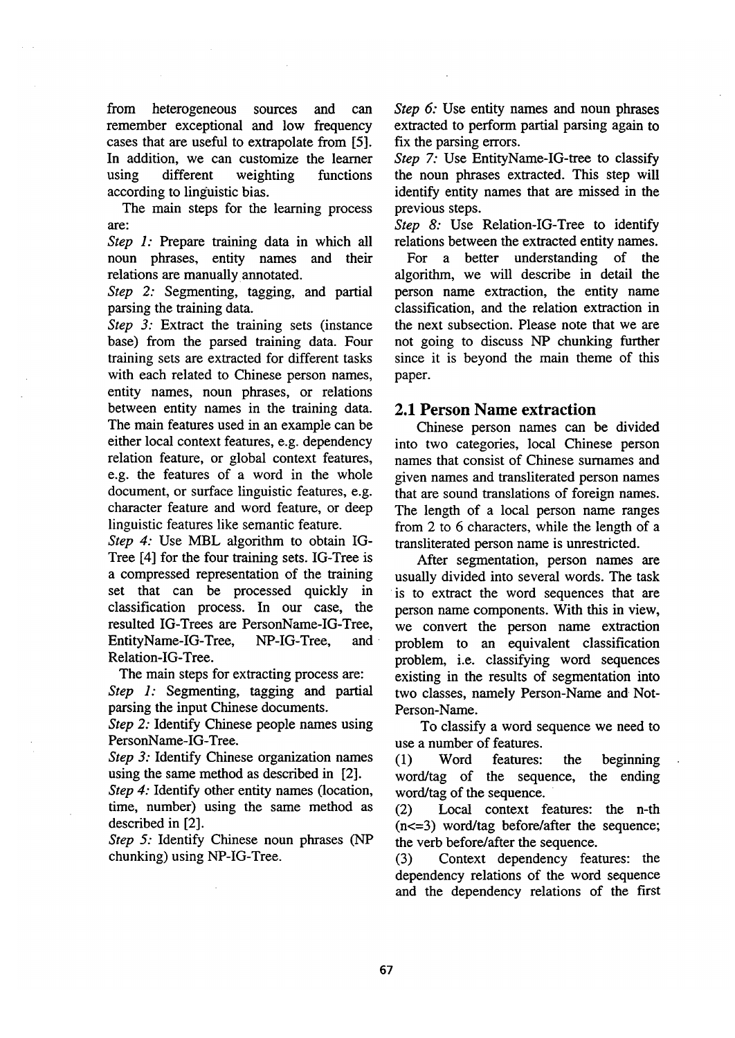from heterogeneous sources and can remember exceptional and low frequency cases that are useful to extrapolate from [5]. In addition, we can customize the learner using different weighting functions according to linguistic bias.

The main steps for the learning process are:

*Step 1:* Prepare training data in which all noun phrases, entity names and their relations are manually annotated.

*Step 2:* Segmenting, tagging, and partial parsing the training data.

*Step 3:* Extract the training sets (instance base) from the parsed training data. Four training sets are extracted for different tasks with each related to Chinese person names, entity names, noun phrases, or relations between entity names in the training data. The main features used in an example can be either local context features, e.g. dependency relation feature, or global context features, e.g. the features of a word in the whole document, or surface linguistic features, e.g. character feature and word feature, or deep linguistic features like semantic feature.

*Step 4:* Use MBL algorithm to obtain IG-Tree [4] for the four training sets. IG-Tree is a compressed representation of the training set that can be processed quickly in classification process. In our case, the resulted IG-Trees are PersonName-IG-Tree, EntityName-IG-Tree, NP-IG-Tree, and Relation-IG-Tree.

The main steps for extracting process are:

*Step 1:* Segmenting, tagging and partial parsing the input Chinese documents.

*Step 2:* Identify Chinese people names using PersonName-IG-Tree.

*Step 3:* Identify Chinese organization names using the same method as described in [2].

*Step 4:* Identify other entity names (location, time, number) using the same method as described in [2].

*Step 5:* Identify Chinese noun phrases (NP chunking) using NP-IG-Tree.

*Step 6:* Use entity names and noun phrases extracted to perform partial parsing again to fix the parsing errors.

*Step 7:* Use EntityName-IG-tree to classify the noun phrases extracted. This step will identify entity names that are missed in the previous steps.

*Step 8:* Use Relation-IG-Tree to identify relations between the extracted entity names.

For a better understanding of the algorithm, we will describe in detail the person name extraction, the entity name classification, and the relation extraction in the next subsection. Please note that we are not going to discuss NP chunking further since it is beyond the main theme of this paper.

## 2.1 Person Name extraction

Chinese person names can be divided into two categories, local Chinese person names that consist of Chinese surnames and given names and transliterated person names that are sound translations of foreign names. The length of a local person name ranges from 2 to 6 characters, while the length of a transliterated person name is unrestricted.

After segmentation, person names are usually divided into several words. The task is to extract the word sequences that are person name components. With this in view, we convert the person name extraction problem to an equivalent classification problem, i.e. classifying word sequences existing in the results of segmentation into two classes, namely Person-Name and Not-Person-Name.

To classify a word sequence we need to use a number of features.

(1) Word features: the beginning word/tag of the sequence, the ending word/tag of the sequence.

(2) Local context features: the n-th ($n<=3$) word/tag before/after the sequence; the verb before/after the sequence.

(3) Context dependency features: the dependency relations of the word sequence and the dependency relations of the first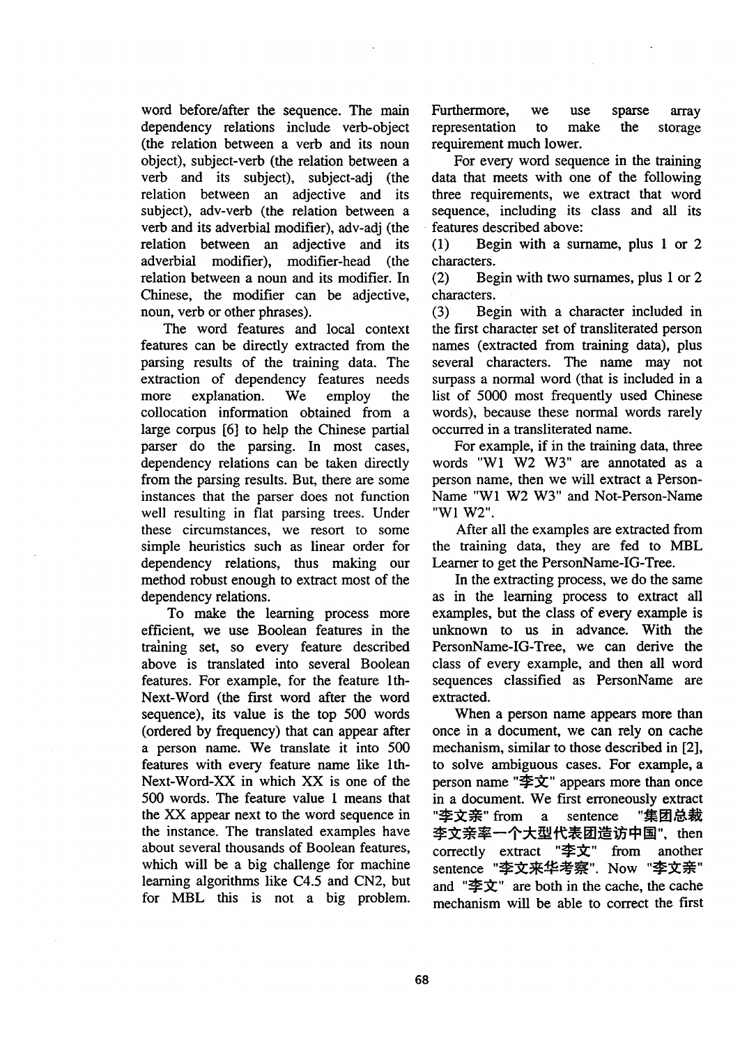word before/after the sequence. The main dependency relations include verb-object (the relation between a verb and its noun object), subject-verb (the relation between a verb and its subject), subject-adj (the relation between an adjective and its subject), adv-verb (the relation between a verb and its adverbial modifier), adv-adj (the relation between an adjective and its adverbial modifier), modifier-head (the relation between a noun and its modifier. In Chinese, the modifier can be adjective, noun, verb or other phrases).

The word features and local context features can be directly extracted from the parsing results of the training data. The extraction of dependency features needs more explanation. We employ the collocation information obtained from a large corpus [6] to help the Chinese partial parser do the parsing. In most cases, dependency relations can be taken directly from the parsing results. But, there are some instances that the parser does not function well resulting in flat parsing trees. Under these circumstances, we resort to some simple heuristics such as linear order for dependency relations, thus making our method robust enough to extract most of the dependency relations.

To make the learning process more efficient, we use Boolean features in the training set, so every feature described above is translated into several Boolean features. For example, for the feature 1th-Next-Word (the first word after the word sequence), its value is the top 500 words (ordered by frequency) that can appear after a person name. We translate it into 500 features with every feature name like 1th-Next-Word-XX in which XX is one of the 500 words. The feature value 1 means that the XX appear next to the word sequence in the instance. The translated examples have about several thousands of Boolean features, which will be a big challenge for machine learning algorithms like C4.5 and CN2, but for MBL this is not a big problem. Furthermore, we use sparse array representation to make the storage requirement much lower.

For every word sequence in the training data that meets with one of the following three requirements, we extract that word sequence, including its class and all its features described above:

(1) Begin with a surname, plus 1 or 2 characters.

(2) Begin with two surnames, plus 1 or 2 characters.

(3) Begin with a character included in the first character set of transliterated person names (extracted from training data), plus several characters. The name may not surpass a normal word (that is included in a list of 5000 most frequently used Chinese words), because these normal words rarely occurred in a transliterated name.

For example, if in the training data, three words "W1 W2 W3" are annotated as a person name, then we will extract a Person-Name "W1 W2 W3" and Not-Person-Name "W1 W2".

After all the examples are extracted from the training data, they are fed to MBL Learner to get the PersonName-IG-Tree.

In the extracting process, we do the same as in the learning process to extract all examples, but the class of every example is unknown to us in advance. With the PersonName-IG-Tree, we can derive the class of every example, and then all word sequences classified as PersonName are extracted.

When a person name appears more than once in a document, we can rely on cache mechanism, similar to those described in [2], to solve ambiguous cases. For example, a person name "李文" appears more than once in a document. We first erroneously extract "李文亲" from a sentence "集团总裁李文亲率一个大型代表团造访中国", then correctly extract "李文" from another sentence "李文来华考察". Now "李文亲" and "李文" are both in the cache, the cache mechanism will be able to correct the first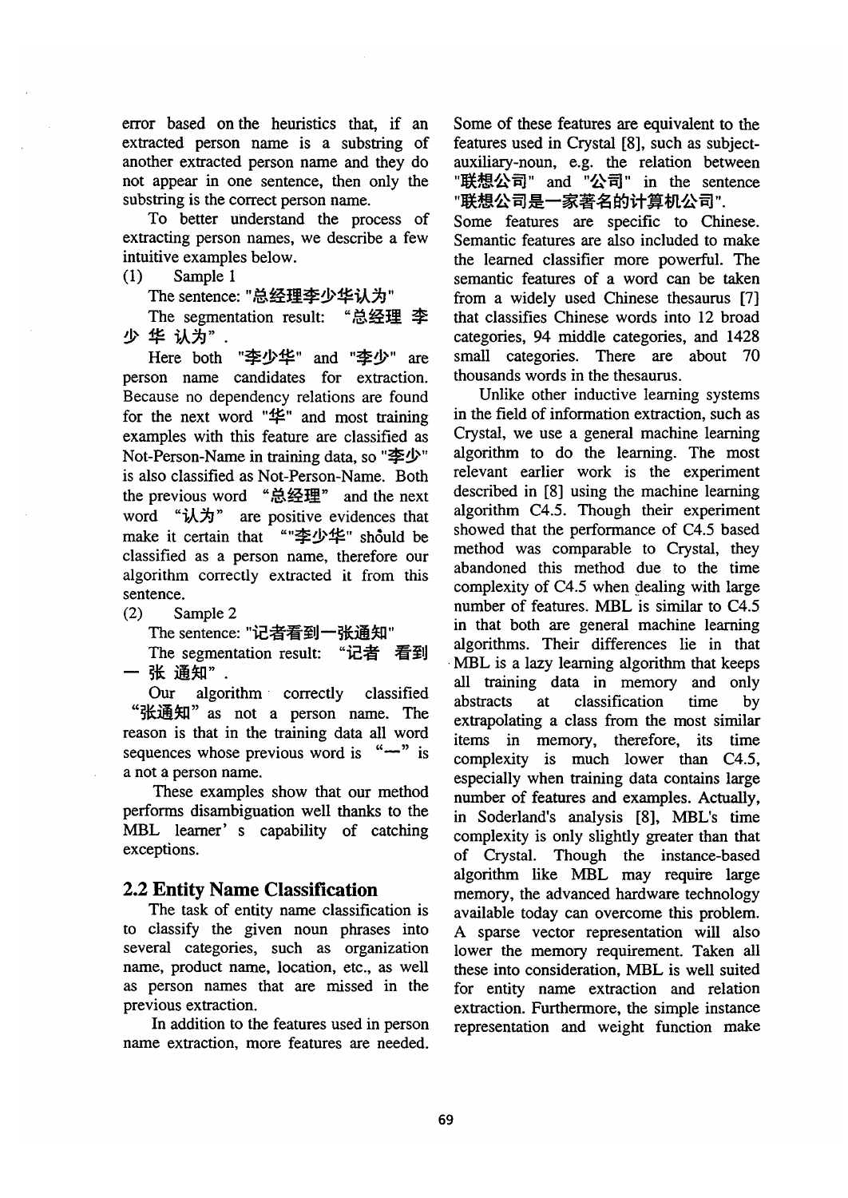error based on the heuristics that, if an extracted person name is a substring of another extracted person name and they do not appear in one sentence, then only the substring is the correct person name.

To better understand the process of extracting person names, we describe a few intuitive examples below.

(1) Sample 1

The sentence: "总经理李少华认为"

The segmentation result: "总经理 李 少 华 认为".

Here both "李少华" and "李少" are person name candidates for extraction. Because no dependency relations are found for the next word "华" and most training examples with this feature are classified as Not-Person-Name in training data, so "李少" is also classified as Not-Person-Name. Both the previous word "总经理" and the next word "认为" are positive evidences that make it certain that ""李少华" should be classified as a person name, therefore our algorithm correctly extracted it from this sentence.

(2) Sample 2

The sentence: "记者看到一张通知"

The segmentation result: "记者 看到 一 张 通知".

Our algorithm correctly classified "张通知" as not a person name. The reason is that in the training data all word sequences whose previous word is "一" is a not a person name.

These examples show that our method performs disambiguation well thanks to the MBL learner' s capability of catching exceptions.

## 2.2 Entity Name Classification

The task of entity name classification is to classify the given noun phrases into several categories, such as organization name, product name, location, etc., as well as person names that are missed in the previous extraction.

In addition to the features used in person name extraction, more features are needed. Some of these features are equivalent to the features used in Crystal [8], such as subject-auxiliary-noun, e.g. the relation between "联想公司" and "公司" in the sentence "联想公司是一家著名的计算机公司".

Some features are specific to Chinese. Semantic features are also included to make the learned classifier more powerful. The semantic features of a word can be taken from a widely used Chinese thesaurus [7] that classifies Chinese words into 12 broad categories, 94 middle categories, and 1428 small categories. There are about 70 thousands words in the thesaurus.

Unlike other inductive learning systems in the field of information extraction, such as Crystal, we use a general machine learning algorithm to do the learning. The most relevant earlier work is the experiment described in [8] using the machine learning algorithm C4.5. Though their experiment showed that the performance of C4.5 based method was comparable to Crystal, they abandoned this method due to the time complexity of C4.5 when dealing with large number of features. MBL is similar to C4.5 in that both are general machine learning algorithms. Their differences lie in that MBL is a lazy learning algorithm that keeps all training data in memory and only abstracts at classification time by extrapolating a class from the most similar items in memory, therefore, its time complexity is much lower than C4.5, especially when training data contains large number of features and examples. Actually, in Soderland's analysis [8], MBL's time complexity is only slightly greater than that of Crystal. Though the instance-based algorithm like MBL may require large memory, the advanced hardware technology available today can overcome this problem. A sparse vector representation will also lower the memory requirement. Taken all these into consideration, MBL is well suited for entity name extraction and relation extraction. Furthermore, the simple instance representation and weight function make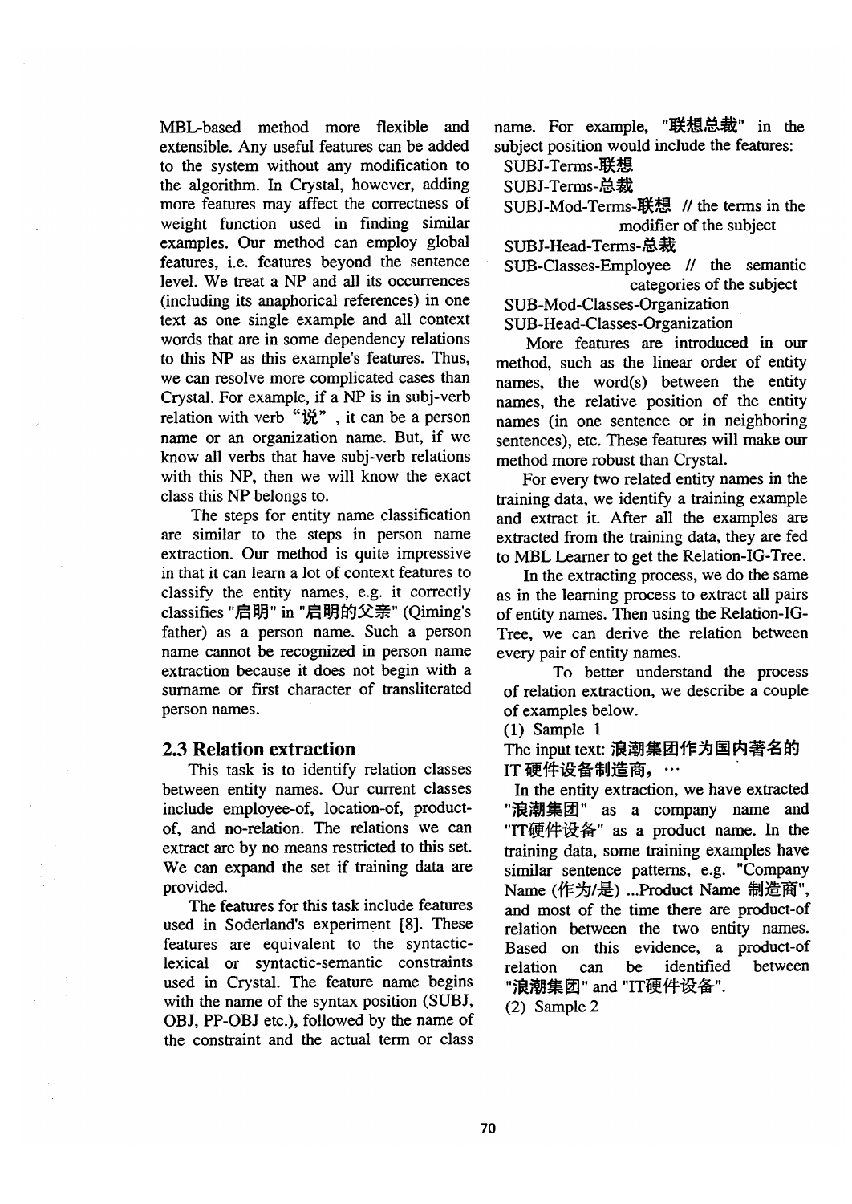MBL-based method more flexible and extensible. Any useful features can be added to the system without any modification to the algorithm. In Crystal, however, adding more features may affect the correctness of weight function used in finding similar examples. Our method can employ global features, i.e. features beyond the sentence level. We treat a NP and all its occurrences (including its anaphorical references) in one text as one single example and all context words that are in some dependency relations to this NP as this example's features. Thus, we can resolve more complicated cases than Crystal. For example, if a NP is in subj-verb relation with verb "说", it can be a person name or an organization name. But, if we know all verbs that have subj-verb relations with this NP, then we will know the exact class this NP belongs to.

The steps for entity name classification are similar to the steps in person name extraction. Our method is quite impressive in that it can learn a lot of context features to classify the entity names, e.g. it correctly classifies "启明" in "启明的父亲" (Qiming's father) as a person name. Such a person name cannot be recognized in person name extraction because it does not begin with a surname or first character of transliterated person names.

## 2.3 Relation extraction

This task is to identify relation classes between entity names. Our current classes include employee-of, location-of, product-of, and no-relation. The relations we can extract are by no means restricted to this set. We can expand the set if training data are provided.

The features for this task include features used in Soderland's experiment [8]. These features are equivalent to the syntactic-lexical or syntactic-semantic constraints used in Crystal. The feature name begins with the name of the syntax position (SUBJ, OBJ, PP-OBJ etc.), followed by the name of the constraint and the actual term or class name. For example, "联想总裁" in the subject position would include the features:

SUBJ-Terms-联想

SUBJ-Terms-总裁

SUBJ-Mod-Terms-联想 // the terms in the modifier of the subject

SUBJ-Head-Terms-总裁

SUB-Classes-Employee // the semantic categories of the subject

SUB-Mod-Classes-Organization

SUB-Head-Classes-Organization

More features are introduced in our method, such as the linear order of entity names, the word(s) between the entity names, the relative position of the entity names (in one sentence or in neighboring sentences), etc. These features will make our method more robust than Crystal.

For every two related entity names in the training data, we identify a training example and extract it. After all the examples are extracted from the training data, they are fed to MBL Learner to get the Relation-IG-Tree.

In the extracting process, we do the same as in the learning process to extract all pairs of entity names. Then using the Relation-IG-Tree, we can derive the relation between every pair of entity names.

To better understand the process of relation extraction, we describe a couple of examples below.

(1) Sample 1

The input text: 浪潮集团作为国内著名的IT硬件设备制造商，…

In the entity extraction, we have extracted "浪潮集团" as a company name and "IT硬件设备" as a product name. In the training data, some training examples have similar sentence patterns, e.g. "Company Name (作为/是) ...Product Name 制造商", and most of the time there are product-of relation between the two entity names. Based on this evidence, a product-of relation can be identified between "浪潮集团" and "IT硬件设备".

(2) Sample 2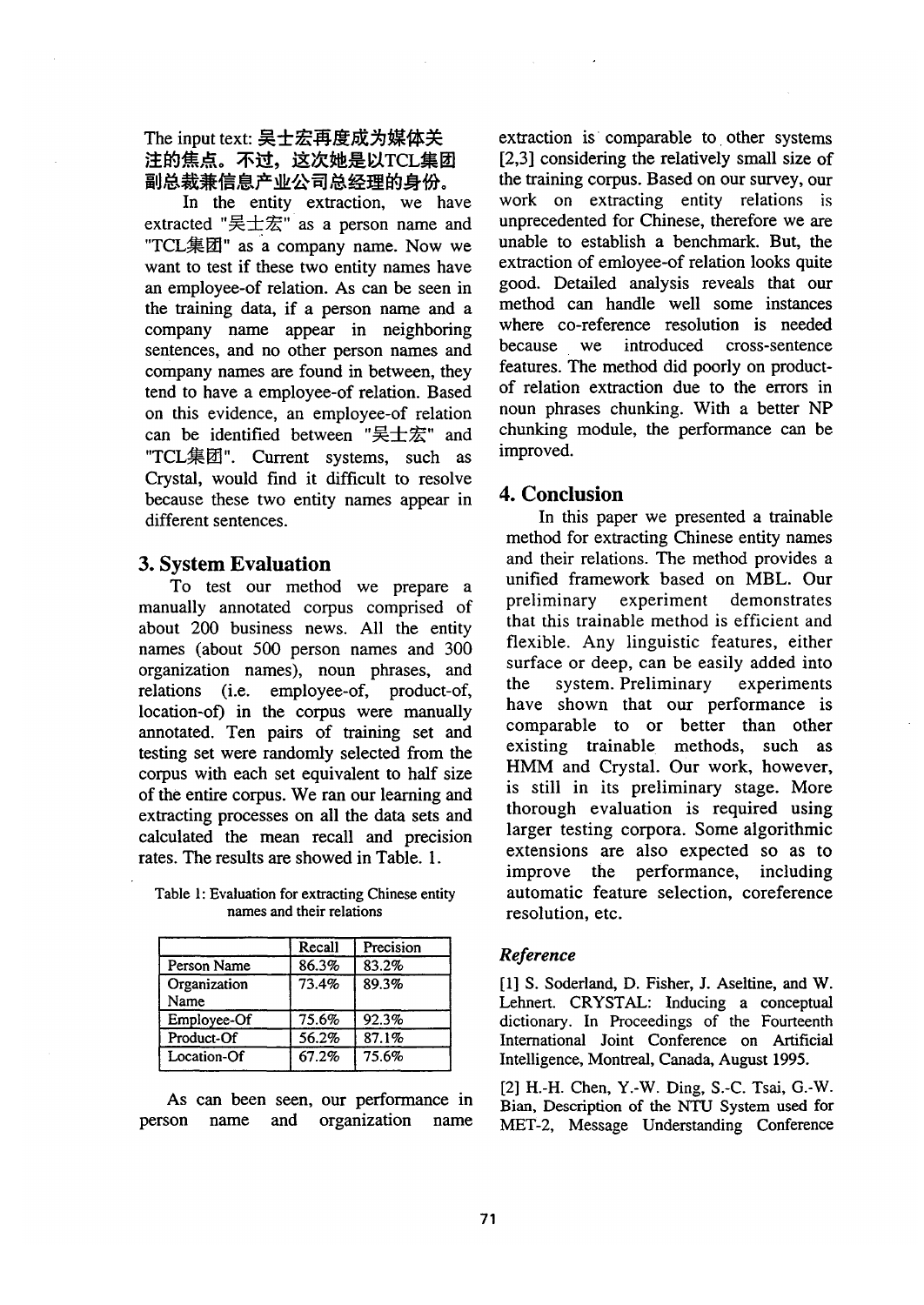The input text: 吴士宏再度成为媒体关注的焦点。不过，这次她是以TCL集团副总裁兼信息产业公司总经理的身份。

In the entity extraction, we have extracted "吴士宏" as a person name and "TCL集团" as a company name. Now we want to test if these two entity names have an employee-of relation. As can be seen in the training data, if a person name and a company name appear in neighboring sentences, and no other person names and company names are found in between, they tend to have a employee-of relation. Based on this evidence, an employee-of relation can be identified between "吴士宏" and "TCL集团". Current systems, such as Crystal, would find it difficult to resolve because these two entity names appear in different sentences.

## 3. System Evaluation

To test our method we prepare a manually annotated corpus comprised of about 200 business news. All the entity names (about 500 person names and 300 organization names), noun phrases, and relations (i.e. employee-of, product-of, location-of) in the corpus were manually annotated. Ten pairs of training set and testing set were randomly selected from the corpus with each set equivalent to half size of the entire corpus. We ran our learning and extracting processes on all the data sets and calculated the mean recall and precision rates. The results are showed in Table. 1.

Table 1: Evaluation for extracting Chinese entity names and their relations

| | Recall | Precision |
|---|---|---|
| Person Name | 86.3% | 83.2% |
| Organization Name | 73.4% | 89.3% |
| Employee-Of | 75.6% | 92.3% |
| Product-Of | 56.2% | 87.1% |
| Location-Of | 67.2% | 75.6% |

As can been seen, our performance in person name and organization name extraction is comparable to other systems [2,3] considering the relatively small size of the training corpus. Based on our survey, our work on extracting entity relations is unprecedented for Chinese, therefore we are unable to establish a benchmark. But, the extraction of emloyee-of relation looks quite good. Detailed analysis reveals that our method can handle well some instances where co-reference resolution is needed because we introduced cross-sentence features. The method did poorly on product-of relation extraction due to the errors in noun phrases chunking. With a better NP chunking module, the performance can be improved.

## 4. Conclusion

In this paper we presented a trainable method for extracting Chinese entity names and their relations. The method provides a unified framework based on MBL. Our preliminary experiment demonstrates that this trainable method is efficient and flexible. Any linguistic features, either surface or deep, can be easily added into the system. Preliminary experiments have shown that our performance is comparable to or better than other existing trainable methods, such as HMM and Crystal. Our work, however, is still in its preliminary stage. More thorough evaluation is required using larger testing corpora. Some algorithmic extensions are also expected so as to improve the performance, including automatic feature selection, coreference resolution, etc.

### *Reference*

[1] S. Soderland, D. Fisher, J. Aseltine, and W. Lehnert. CRYSTAL: Inducing a conceptual dictionary. In Proceedings of the Fourteenth International Joint Conference on Artificial Intelligence, Montreal, Canada, August 1995.

[2] H.-H. Chen, Y.-W. Ding, S.-C. Tsai, G.-W. Bian, Description of the NTU System used for MET-2, Message Understanding Conference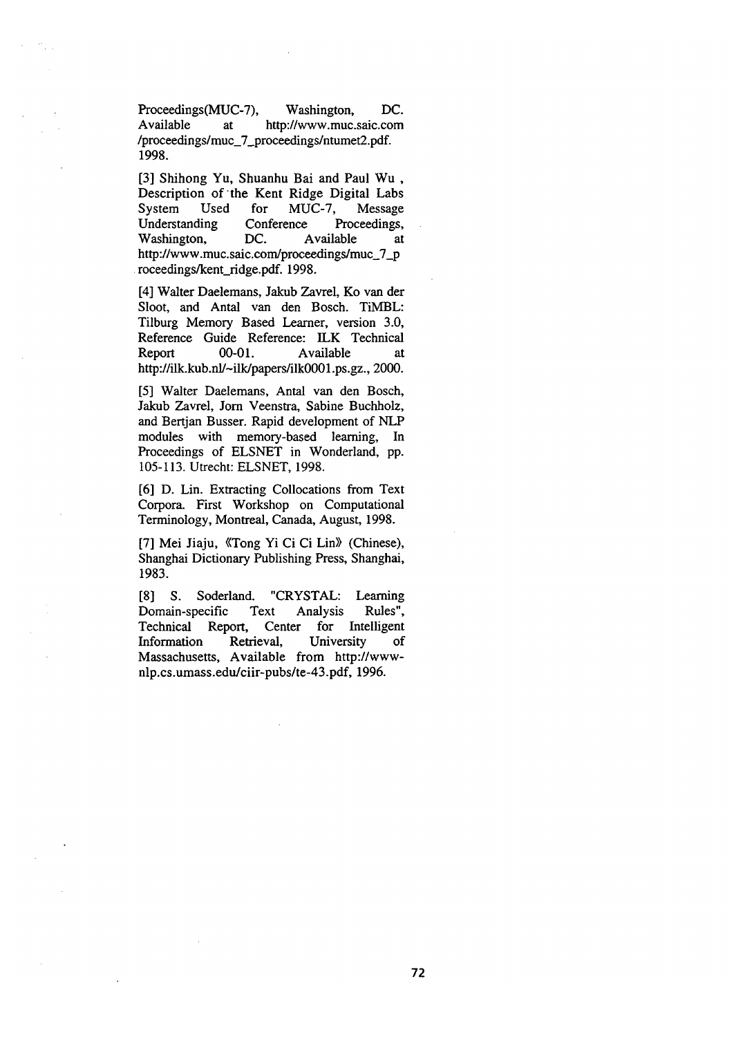Proceedings(MUC-7), Washington, DC. Available at http://www.muc.saic.com /proceedings/muc_7_proceedings/ntumet2.pdf. 1998.

[3] Shihong Yu, Shuanhu Bai and Paul Wu , Description of the Kent Ridge Digital Labs System Used for MUC-7, Message Understanding Conference Proceedings, Washington, DC. Available at http://www.muc.saic.com/proceedings/muc_7_proceedings/kent_ridge.pdf. 1998.

[4] Walter Daelemans, Jakub Zavrel, Ko van der Sloot, and Antal van den Bosch. TiMBL: Tilburg Memory Based Learner, version 3.0, Reference Guide Reference: ILK Technical Report 00-01. Available at http://ilk.kub.nl/~ilk/papers/ilk0001.ps.gz., 2000.

[5] Walter Daelemans, Antal van den Bosch, Jakub Zavrel, Jorn Veenstra, Sabine Buchholz, and Bertjan Busser. Rapid development of NLP modules with memory-based learning, In Proceedings of ELSNET in Wonderland, pp. 105-113. Utrecht: ELSNET, 1998.

[6] D. Lin. Extracting Collocations from Text Corpora. First Workshop on Computational Terminology, Montreal, Canada, August, 1998.

[7] Mei Jiaju, 《Tong Yi Ci Ci Lin》 (Chinese), Shanghai Dictionary Publishing Press, Shanghai, 1983.

[8] S. Soderland. "CRYSTAL: Learning Domain-specific Text Analysis Rules", Technical Report, Center for Intelligent Information Retrieval, University of Massachusetts, Available from http://www-nlp.cs.umass.edu/ciir-pubs/te-43.pdf, 1996.